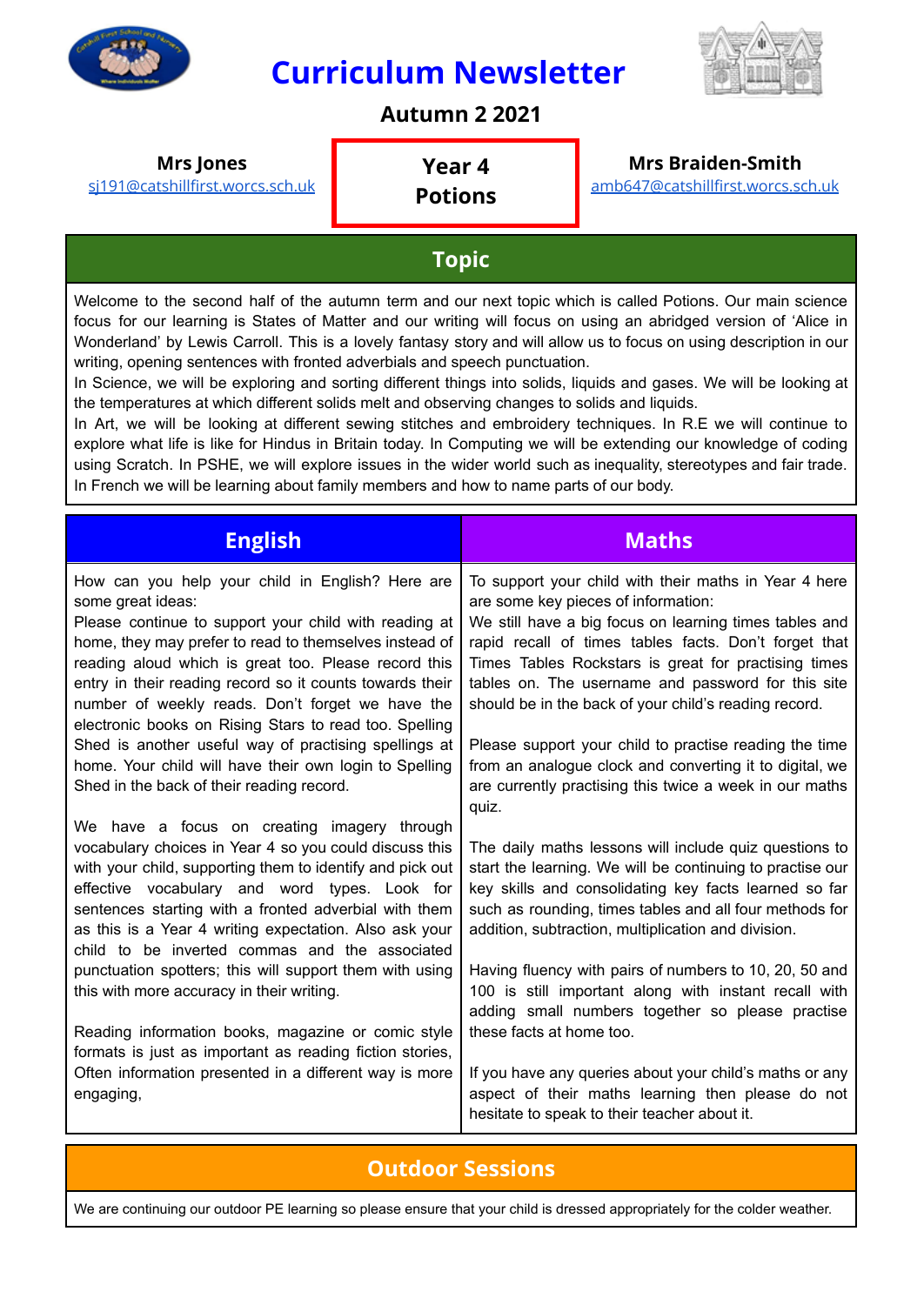# Curriculum Newsletter

## Autumn 2 2021

**Mrs Jones**
sj191@catshillfirst.worcs.sch.uk

**Year 4**
**Potions**

**Mrs Braiden-Smith**
amb647@catshillfirst.worcs.sch.uk

## Topic

Welcome to the second half of the autumn term and our next topic which is called Potions. Our main science focus for our learning is States of Matter and our writing will focus on using an abridged version of 'Alice in Wonderland' by Lewis Carroll. This is a lovely fantasy story and will allow us to focus on using description in our writing, opening sentences with fronted adverbials and speech punctuation.

In Science, we will be exploring and sorting different things into solids, liquids and gases. We will be looking at the temperatures at which different solids melt and observing changes to solids and liquids.

In Art, we will be looking at different sewing stitches and embroidery techniques. In R.E we will continue to explore what life is like for Hindus in Britain today. In Computing we will be extending our knowledge of coding using Scratch. In PSHE, we will explore issues in the wider world such as inequality, stereotypes and fair trade. In French we will be learning about family members and how to name parts of our body.

## English

How can you help your child in English? Here are some great ideas:

Please continue to support your child with reading at home, they may prefer to read to themselves instead of reading aloud which is great too. Please record this entry in their reading record so it counts towards their number of weekly reads. Don't forget we have the electronic books on Rising Stars to read too. Spelling Shed is another useful way of practising spellings at home. Your child will have their own login to Spelling Shed in the back of their reading record.

We have a focus on creating imagery through vocabulary choices in Year 4 so you could discuss this with your child, supporting them to identify and pick out effective vocabulary and word types. Look for sentences starting with a fronted adverbial with them as this is a Year 4 writing expectation. Also ask your child to be inverted commas and the associated punctuation spotters; this will support them with using this with more accuracy in their writing.

Reading information books, magazine or comic style formats is just as important as reading fiction stories, Often information presented in a different way is more engaging,

## Maths

To support your child with their maths in Year 4 here are some key pieces of information:

We still have a big focus on learning times tables and rapid recall of times tables facts. Don't forget that Times Tables Rockstars is great for practising times tables on. The username and password for this site should be in the back of your child's reading record.

Please support your child to practise reading the time from an analogue clock and converting it to digital, we are currently practising this twice a week in our maths quiz.

The daily maths lessons will include quiz questions to start the learning. We will be continuing to practise our key skills and consolidating key facts learned so far such as rounding, times tables and all four methods for addition, subtraction, multiplication and division.

Having fluency with pairs of numbers to 10, 20, 50 and 100 is still important along with instant recall with adding small numbers together so please practise these facts at home too.

If you have any queries about your child's maths or any aspect of their maths learning then please do not hesitate to speak to their teacher about it.

## Outdoor Sessions

We are continuing our outdoor PE learning so please ensure that your child is dressed appropriately for the colder weather.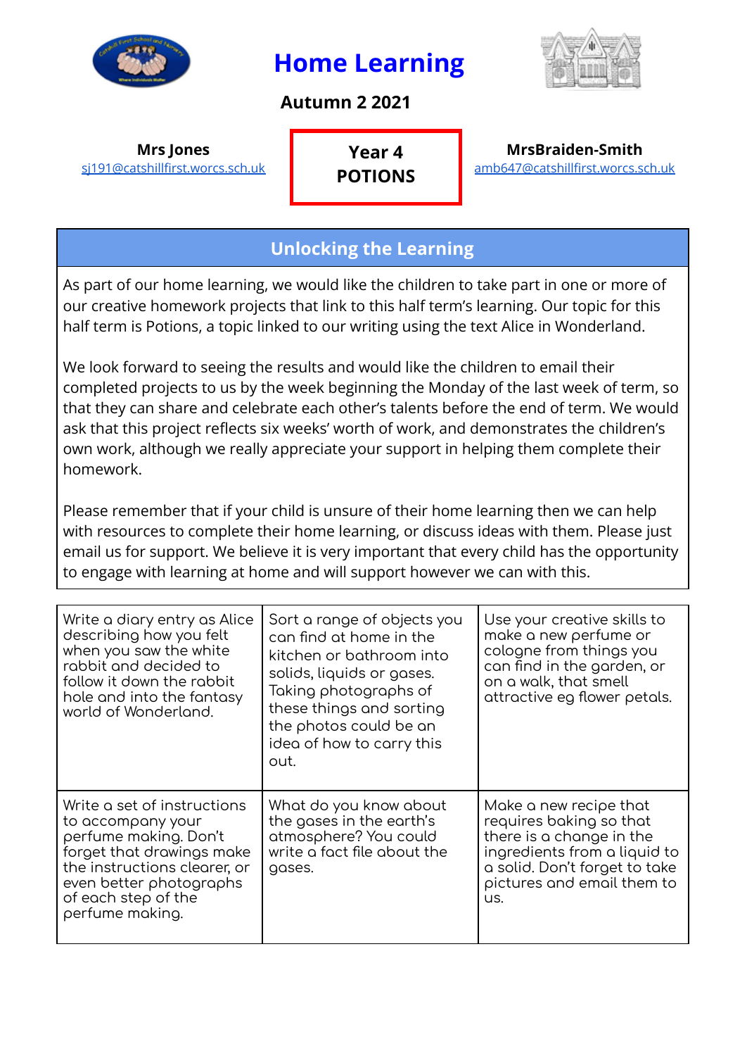# Home Learning

**Autumn 2 2021**

**Mrs Jones**
sj191@catshillfirst.worcs.sch.uk

**Year 4**
**POTIONS**

**MrsBraiden-Smith**
amb647@catshillfirst.worcs.sch.uk

## Unlocking the Learning

As part of our home learning, we would like the children to take part in one or more of our creative homework projects that link to this half term's learning. Our topic for this half term is Potions, a topic linked to our writing using the text Alice in Wonderland.

We look forward to seeing the results and would like the children to email their completed projects to us by the week beginning the Monday of the last week of term, so that they can share and celebrate each other's talents before the end of term. We would ask that this project reflects six weeks' worth of work, and demonstrates the children's own work, although we really appreciate your support in helping them complete their homework.

Please remember that if your child is unsure of their home learning then we can help with resources to complete their home learning, or discuss ideas with them. Please just email us for support. We believe it is very important that every child has the opportunity to engage with learning at home and will support however we can with this.

| | | |
|---|---|---|
| Write a diary entry as Alice describing how you felt when you saw the white rabbit and decided to follow it down the rabbit hole and into the fantasy world of Wonderland. | Sort a range of objects you can find at home in the kitchen or bathroom into solids, liquids or gases. Taking photographs of these things and sorting the photos could be an idea of how to carry this out. | Use your creative skills to make a new perfume or cologne from things you can find in the garden, or on a walk, that smell attractive eg flower petals. |
| Write a set of instructions to accompany your perfume making. Don't forget that drawings make the instructions clearer, or even better photographs of each step of the perfume making. | What do you know about the gases in the earth's atmosphere? You could write a fact file about the gases. | Make a new recipe that requires baking so that there is a change in the ingredients from a liquid to a solid. Don't forget to take pictures and email them to us. |